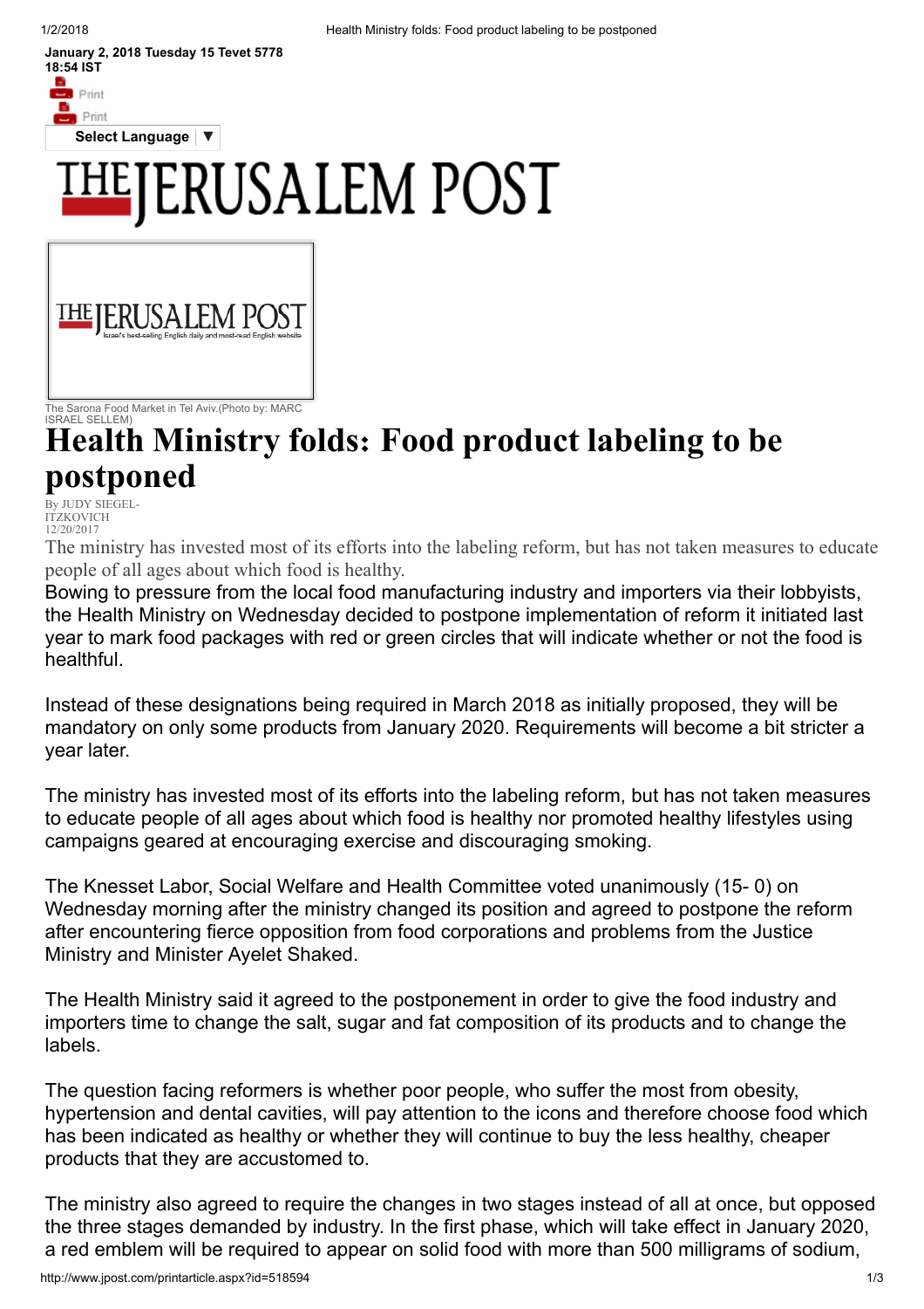January 2, 2018 Tuesday 15 Tevet 5778 18:54 IST

Print

Print

Select Language ▼

THE JERUSALEM POST

The Sarona Food Market in Tel Aviv.(Photo by: MARC ISRAEL SELLEM)

# Health Ministry folds: Food product labeling to be postponed

By JUDY SIEGEL-ITZKOVICH
12/20/2017

The ministry has invested most of its efforts into the labeling reform, but has not taken measures to educate people of all ages about which food is healthy.

Bowing to pressure from the local food manufacturing industry and importers via their lobbyists, the Health Ministry on Wednesday decided to postpone implementation of reform it initiated last year to mark food packages with red or green circles that will indicate whether or not the food is healthful.

Instead of these designations being required in March 2018 as initially proposed, they will be mandatory on only some products from January 2020. Requirements will become a bit stricter a year later.

The ministry has invested most of its efforts into the labeling reform, but has not taken measures to educate people of all ages about which food is healthy nor promoted healthy lifestyles using campaigns geared at encouraging exercise and discouraging smoking.

The Knesset Labor, Social Welfare and Health Committee voted unanimously (15- 0) on Wednesday morning after the ministry changed its position and agreed to postpone the reform after encountering fierce opposition from food corporations and problems from the Justice Ministry and Minister Ayelet Shaked.

The Health Ministry said it agreed to the postponement in order to give the food industry and importers time to change the salt, sugar and fat composition of its products and to change the labels.

The question facing reformers is whether poor people, who suffer the most from obesity, hypertension and dental cavities, will pay attention to the icons and therefore choose food which has been indicated as healthy or whether they will continue to buy the less healthy, cheaper products that they are accustomed to.

The ministry also agreed to require the changes in two stages instead of all at once, but opposed the three stages demanded by industry. In the first phase, which will take effect in January 2020, a red emblem will be required to appear on solid food with more than 500 milligrams of sodium,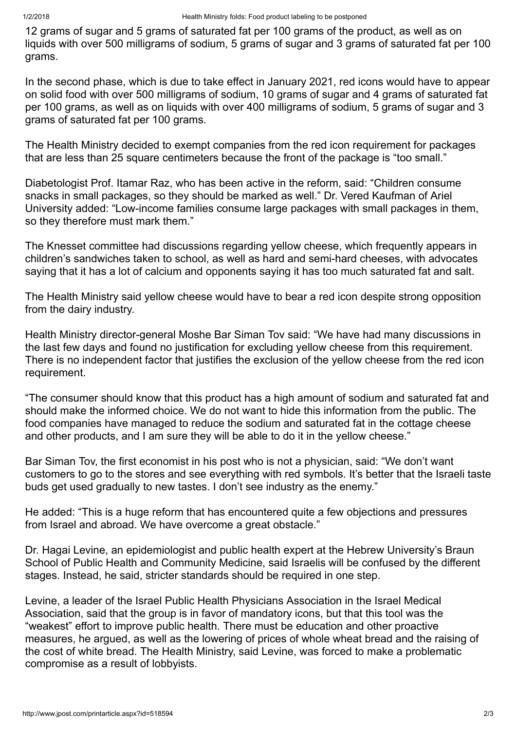12 grams of sugar and 5 grams of saturated fat per 100 grams of the product, as well as on liquids with over 500 milligrams of sodium, 5 grams of sugar and 3 grams of saturated fat per 100 grams.

In the second phase, which is due to take effect in January 2021, red icons would have to appear on solid food with over 500 milligrams of sodium, 10 grams of sugar and 4 grams of saturated fat per 100 grams, as well as on liquids with over 400 milligrams of sodium, 5 grams of sugar and 3 grams of saturated fat per 100 grams.

The Health Ministry decided to exempt companies from the red icon requirement for packages that are less than 25 square centimeters because the front of the package is "too small."

Diabetologist Prof. Itamar Raz, who has been active in the reform, said: "Children consume snacks in small packages, so they should be marked as well." Dr. Vered Kaufman of Ariel University added: "Low-income families consume large packages with small packages in them, so they therefore must mark them."

The Knesset committee had discussions regarding yellow cheese, which frequently appears in children's sandwiches taken to school, as well as hard and semi-hard cheeses, with advocates saying that it has a lot of calcium and opponents saying it has too much saturated fat and salt.

The Health Ministry said yellow cheese would have to bear a red icon despite strong opposition from the dairy industry.

Health Ministry director-general Moshe Bar Siman Tov said: "We have had many discussions in the last few days and found no justification for excluding yellow cheese from this requirement. There is no independent factor that justifies the exclusion of the yellow cheese from the red icon requirement.

"The consumer should know that this product has a high amount of sodium and saturated fat and should make the informed choice. We do not want to hide this information from the public. The food companies have managed to reduce the sodium and saturated fat in the cottage cheese and other products, and I am sure they will be able to do it in the yellow cheese."

Bar Siman Tov, the first economist in his post who is not a physician, said: "We don't want customers to go to the stores and see everything with red symbols. It's better that the Israeli taste buds get used gradually to new tastes. I don't see industry as the enemy."

He added: "This is a huge reform that has encountered quite a few objections and pressures from Israel and abroad. We have overcome a great obstacle."

Dr. Hagai Levine, an epidemiologist and public health expert at the Hebrew University's Braun School of Public Health and Community Medicine, said Israelis will be confused by the different stages. Instead, he said, stricter standards should be required in one step.

Levine, a leader of the Israel Public Health Physicians Association in the Israel Medical Association, said that the group is in favor of mandatory icons, but that this tool was the "weakest" effort to improve public health. There must be education and other proactive measures, he argued, as well as the lowering of prices of whole wheat bread and the raising of the cost of white bread. The Health Ministry, said Levine, was forced to make a problematic compromise as a result of lobbyists.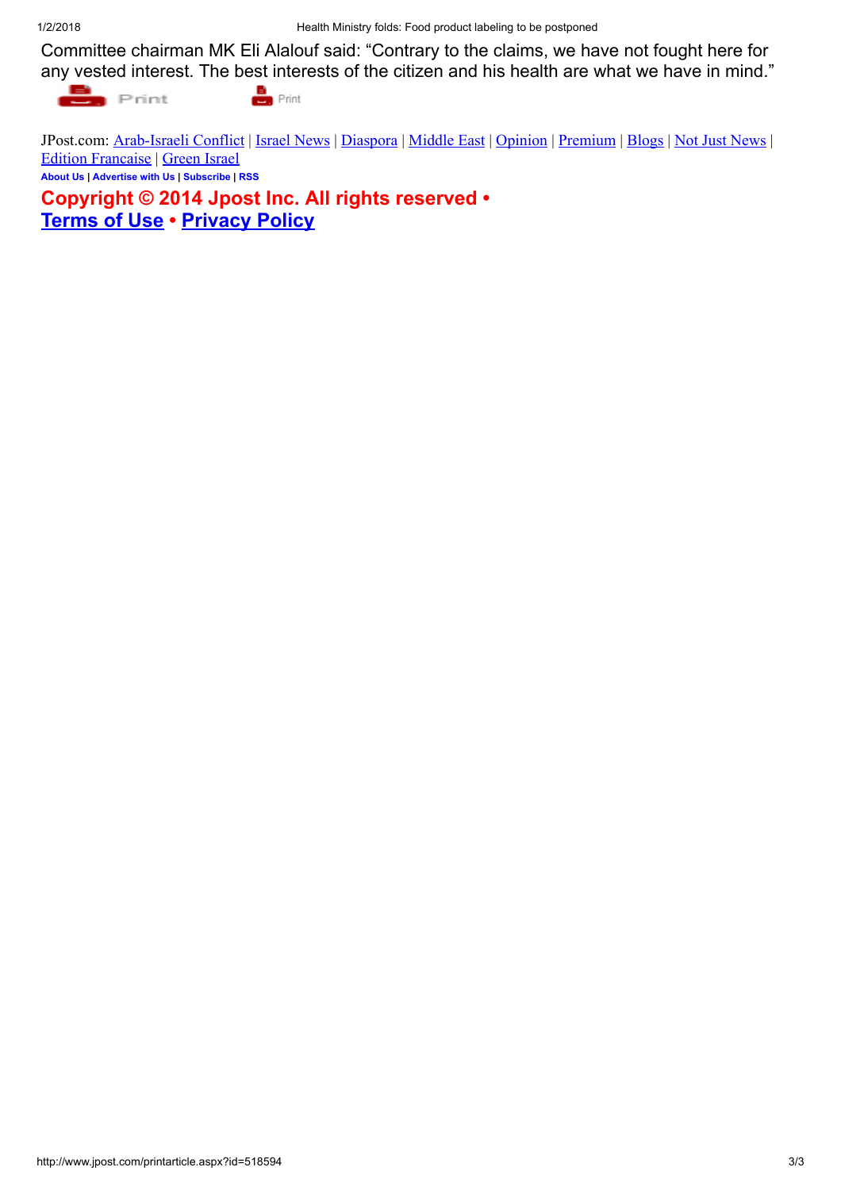Committee chairman MK Eli Alalouf said: “Contrary to the claims, we have not fought here for any vested interest. The best interests of the citizen and his health are what we have in mind.”

Print Print

JPost.com: Arab-Israeli Conflict | Israel News | Diaspora | Middle East | Opinion | Premium | Blogs | Not Just News | Edition Francaise | Green Israel

**About Us | Advertise with Us | Subscribe | RSS**

**Copyright © 2014 Jpost Inc. All rights reserved • Terms of Use • Privacy Policy**